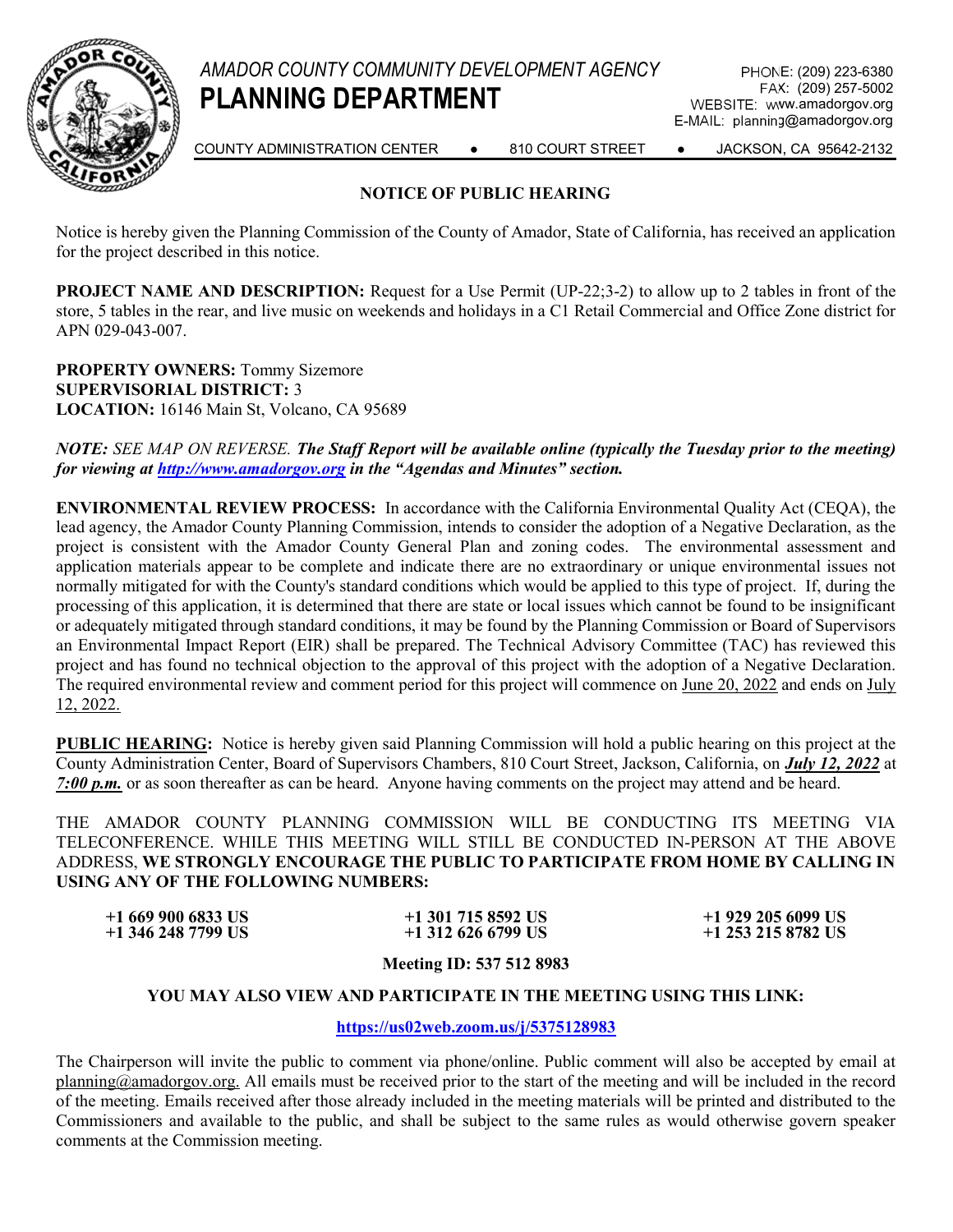# AMADOR COUNTY COMMUNITY DEVELOPMENT AGENCY
# PLANNING DEPARTMENT

PHONE: (209) 223-6380
FAX: (209) 257-5002
WEBSITE: www.amadorgov.org
E-MAIL: planning@amadorgov.org

COUNTY ADMINISTRATION CENTER ● 810 COURT STREET ● JACKSON, CA 95642-2132

## NOTICE OF PUBLIC HEARING

Notice is hereby given the Planning Commission of the County of Amador, State of California, has received an application for the project described in this notice.

**PROJECT NAME AND DESCRIPTION:** Request for a Use Permit (UP-22;3-2) to allow up to 2 tables in front of the store, 5 tables in the rear, and live music on weekends and holidays in a C1 Retail Commercial and Office Zone district for APN 029-043-007.

**PROPERTY OWNERS:** Tommy Sizemore
**SUPERVISORIAL DISTRICT:** 3
**LOCATION:** 16146 Main St, Volcano, CA 95689

*NOTE: SEE MAP ON REVERSE.* ***The Staff Report will be available online (typically the Tuesday prior to the meeting) for viewing at [http://www.amadorgov.org](http://www.amadorgov.org) in the "Agendas and Minutes" section.***

**ENVIRONMENTAL REVIEW PROCESS:** In accordance with the California Environmental Quality Act (CEQA), the lead agency, the Amador County Planning Commission, intends to consider the adoption of a Negative Declaration, as the project is consistent with the Amador County General Plan and zoning codes. The environmental assessment and application materials appear to be complete and indicate there are no extraordinary or unique environmental issues not normally mitigated for with the County's standard conditions which would be applied to this type of project. If, during the processing of this application, it is determined that there are state or local issues which cannot be found to be insignificant or adequately mitigated through standard conditions, it may be found by the Planning Commission or Board of Supervisors an Environmental Impact Report (EIR) shall be prepared. The Technical Advisory Committee (TAC) has reviewed this project and has found no technical objection to the approval of this project with the adoption of a Negative Declaration. The required environmental review and comment period for this project will commence on June 20, 2022 and ends on July 12, 2022.

**PUBLIC HEARING:** Notice is hereby given said Planning Commission will hold a public hearing on this project at the County Administration Center, Board of Supervisors Chambers, 810 Court Street, Jackson, California, on ***July 12, 2022*** at ***7:00 p.m.*** or as soon thereafter as can be heard. Anyone having comments on the project may attend and be heard.

THE AMADOR COUNTY PLANNING COMMISSION WILL BE CONDUCTING ITS MEETING VIA TELECONFERENCE. WHILE THIS MEETING WILL STILL BE CONDUCTED IN-PERSON AT THE ABOVE ADDRESS, **WE STRONGLY ENCOURAGE THE PUBLIC TO PARTICIPATE FROM HOME BY CALLING IN USING ANY OF THE FOLLOWING NUMBERS:**

**+1 669 900 6833 US**
**+1 346 248 7799 US**
**+1 301 715 8592 US**
**+1 312 626 6799 US**
**+1 929 205 6099 US**
**+1 253 215 8782 US**

**Meeting ID: 537 512 8983**

**YOU MAY ALSO VIEW AND PARTICIPATE IN THE MEETING USING THIS LINK:**

**[https://us02web.zoom.us/j/5375128983](https://us02web.zoom.us/j/5375128983)**

The Chairperson will invite the public to comment via phone/online. Public comment will also be accepted by email at planning@amadorgov.org. All emails must be received prior to the start of the meeting and will be included in the record of the meeting. Emails received after those already included in the meeting materials will be printed and distributed to the Commissioners and available to the public, and shall be subject to the same rules as would otherwise govern speaker comments at the Commission meeting.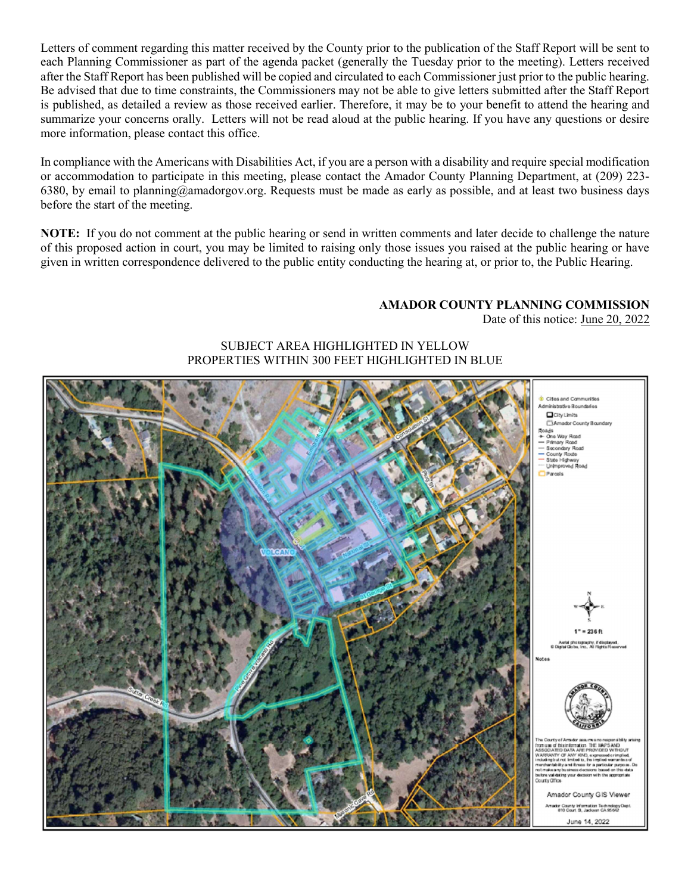Letters of comment regarding this matter received by the County prior to the publication of the Staff Report will be sent to each Planning Commissioner as part of the agenda packet (generally the Tuesday prior to the meeting). Letters received after the Staff Report has been published will be copied and circulated to each Commissioner just prior to the public hearing. Be advised that due to time constraints, the Commissioners may not be able to give letters submitted after the Staff Report is published, as detailed a review as those received earlier. Therefore, it may be to your benefit to attend the hearing and summarize your concerns orally. Letters will not be read aloud at the public hearing. If you have any questions or desire more information, please contact this office.

In compliance with the Americans with Disabilities Act, if you are a person with a disability and require special modification or accommodation to participate in this meeting, please contact the Amador County Planning Department, at (209) 223-6380, by email to planning@amadorgov.org. Requests must be made as early as possible, and at least two business days before the start of the meeting.

**NOTE:** If you do not comment at the public hearing or send in written comments and later decide to challenge the nature of this proposed action in court, you may be limited to raising only those issues you raised at the public hearing or have given in written correspondence delivered to the public entity conducting the hearing at, or prior to, the Public Hearing.

**AMADOR COUNTY PLANNING COMMISSION**
Date of this notice: June 20, 2022

SUBJECT AREA HIGHLIGHTED IN YELLOW
PROPERTIES WITHIN 300 FEET HIGHLIGHTED IN BLUE

Cities and Communities
Administrative Boundaries
City Limits
Amador County Boundary
Roads
One Way Road
Primary Road
Secondary Road
County Route
State Highway
Unimproved Road
Parcels

1" = 236 ft

Aerial photography, if displayed, © Digital Globe, Inc., All Rights Reserved

Notes

The County of Amador assumes no responsibility arising from use of this information. THE MAPS AND ASSOCIATED DATA ARE PROVIDED WITHOUT WARRANTY OF ANY KIND, expressed or implied, including but not limited to, the implied warranties of merchantability and fitness for a particular purpose. Do not make any business decisions based on this data before validating your decision with the appropriate County Office.

Amador County GIS Viewer

Amador County Information Technology Dept.
810 Court St, Jackson CA 95642

June 14, 2022